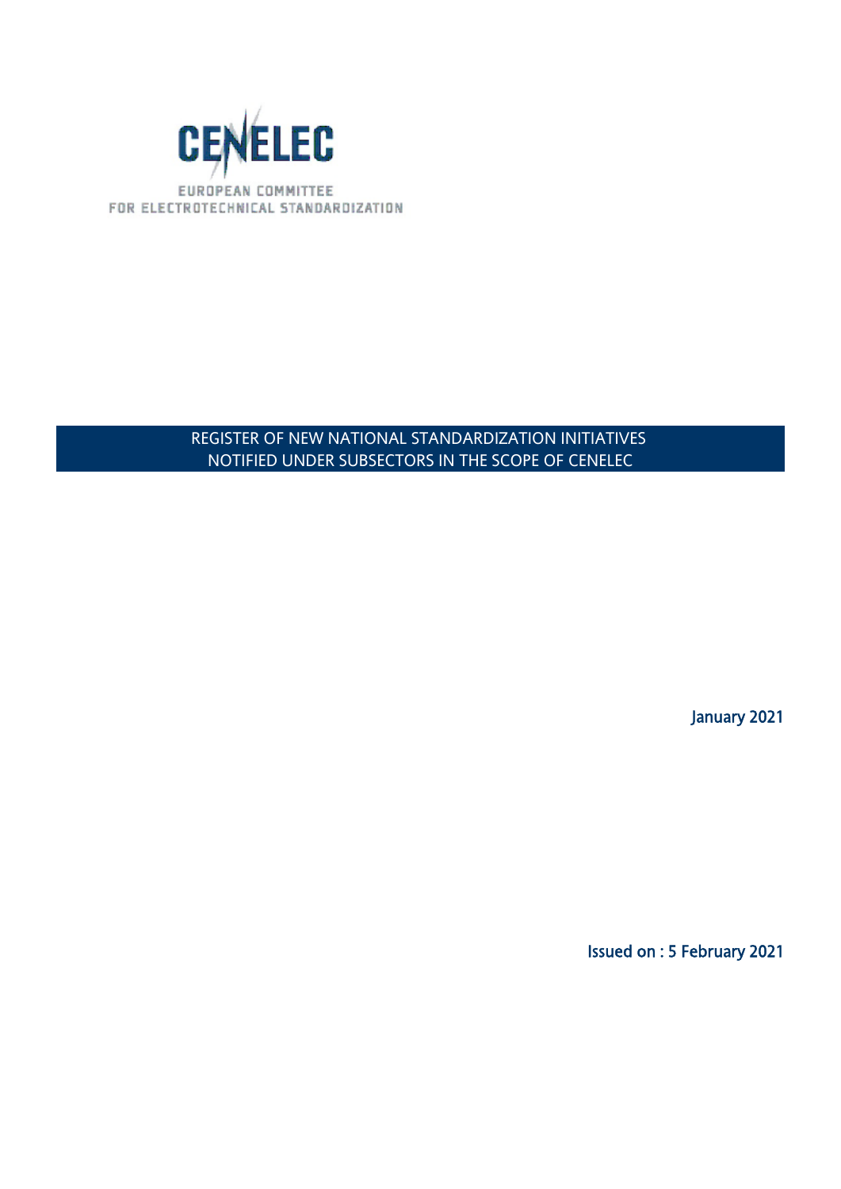CENELEC

EUROPEAN COMMITTEE
FOR ELECTROTECHNICAL STANDARDIZATION

# REGISTER OF NEW NATIONAL STANDARDIZATION INITIATIVES NOTIFIED UNDER SUBSECTORS IN THE SCOPE OF CENELEC

January 2021

Issued on : 5 February 2021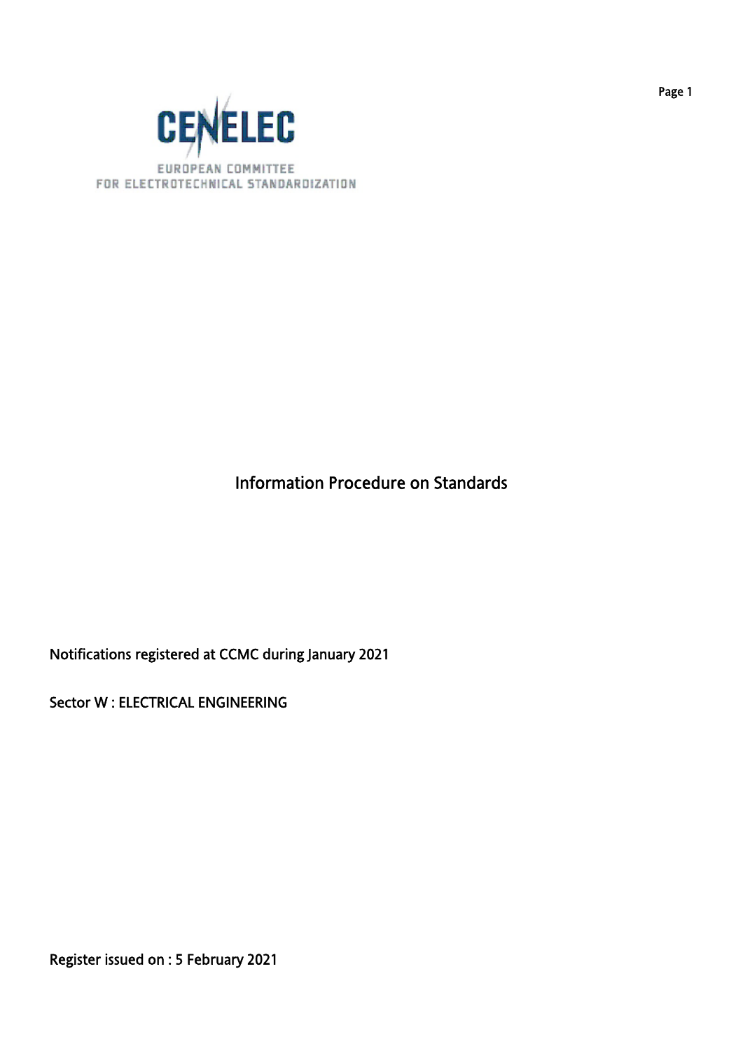CENELEC

EUROPEAN COMMITTEE FOR ELECTROTECHNICAL STANDARDIZATION

# Information Procedure on Standards

Notifications registered at CCMC during January 2021

Sector W : ELECTRICAL ENGINEERING

Register issued on : 5 February 2021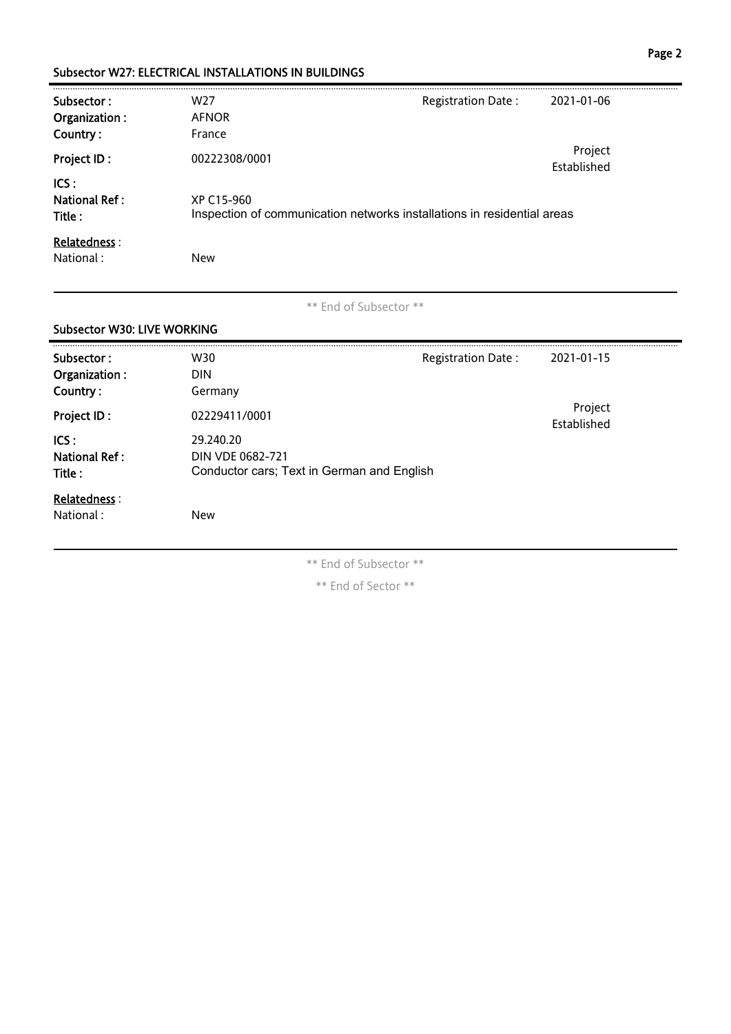## Subsector W27: ELECTRICAL INSTALLATIONS IN BUILDINGS

| | | | |
|---|---|---|---|
| **Subsector :** | W27 | Registration Date : | 2021-01-06 |
| **Organization :** | AFNOR | | |
| **Country :** | France | | |
| **Project ID :** | 00222308/0001 | | Project Established |
| **ICS :** | | | |
| **National Ref :** | XP C15-960 | | |
| **Title :** | Inspection of communication networks installations in residential areas | | |
| Relatedness : | | | |
| National : | New | | |

** End of Subsector **

## Subsector W30: LIVE WORKING

| | | | |
|---|---|---|---|
| **Subsector :** | W30 | Registration Date : | 2021-01-15 |
| **Organization :** | DIN | | |
| **Country :** | Germany | | |
| **Project ID :** | 02229411/0001 | | Project Established |
| **ICS :** | 29.240.20 | | |
| **National Ref :** | DIN VDE 0682-721 | | |
| **Title :** | Conductor cars; Text in German and English | | |
| Relatedness : | | | |
| National : | New | | |

** End of Subsector **

** End of Sector **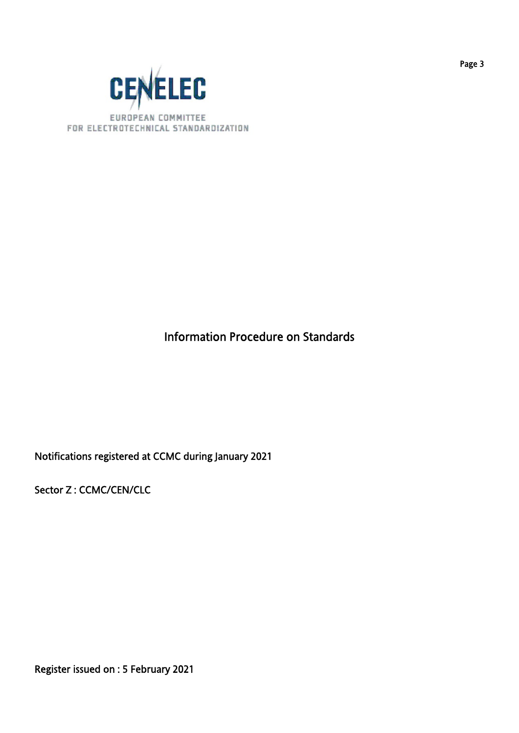CENELEC

EUROPEAN COMMITTEE
FOR ELECTROTECHNICAL STANDARDIZATION

# Information Procedure on Standards

Notifications registered at CCMC during January 2021

Sector Z : CCMC/CEN/CLC

Register issued on : 5 February 2021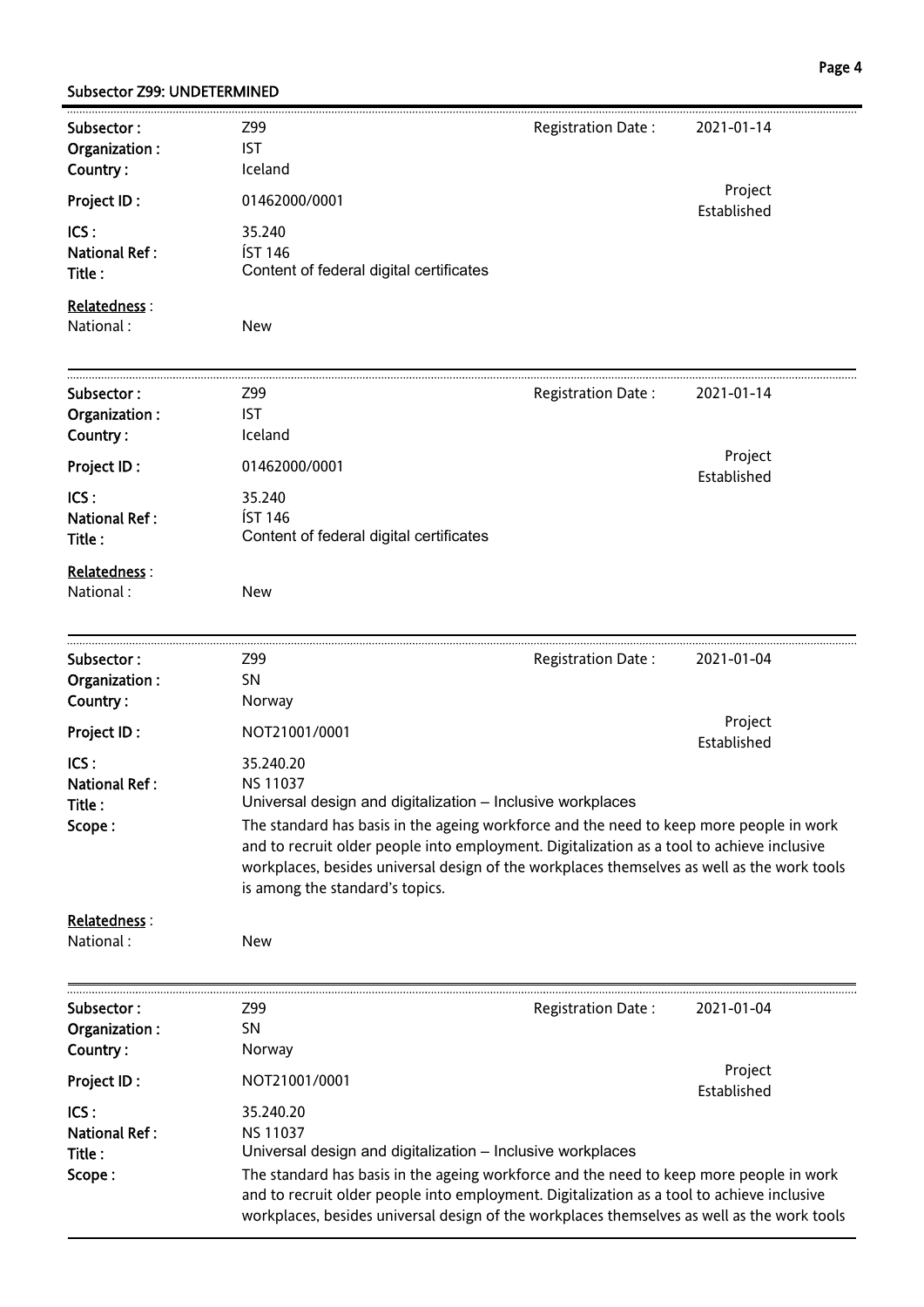## Subsector Z99: UNDETERMINED

**Subsector :** Z99 **Registration Date :** 2021-01-14
**Organization :** IST
**Country :** Iceland
**Project ID :** 01462000/0001 Project Established
**ICS :** 35.240
**National Ref :** ÍST 146
**Title :** Content of federal digital certificates

Relatedness :
National : New

---

**Subsector :** Z99 **Registration Date :** 2021-01-14
**Organization :** IST
**Country :** Iceland
**Project ID :** 01462000/0001 Project Established
**ICS :** 35.240
**National Ref :** ÍST 146
**Title :** Content of federal digital certificates

Relatedness :
National : New

---

**Subsector :** Z99 **Registration Date :** 2021-01-04
**Organization :** SN
**Country :** Norway
**Project ID :** NOT21001/0001 Project Established
**ICS :** 35.240.20
**National Ref :** NS 11037
**Title :** Universal design and digitalization – Inclusive workplaces
**Scope :** The standard has basis in the ageing workforce and the need to keep more people in work and to recruit older people into employment. Digitalization as a tool to achieve inclusive workplaces, besides universal design of the workplaces themselves as well as the work tools is among the standard's topics.

Relatedness :
National : New

---

**Subsector :** Z99 **Registration Date :** 2021-01-04
**Organization :** SN
**Country :** Norway
**Project ID :** NOT21001/0001 Project Established
**ICS :** 35.240.20
**National Ref :** NS 11037
**Title :** Universal design and digitalization – Inclusive workplaces
**Scope :** The standard has basis in the ageing workforce and the need to keep more people in work and to recruit older people into employment. Digitalization as a tool to achieve inclusive workplaces, besides universal design of the workplaces themselves as well as the work tools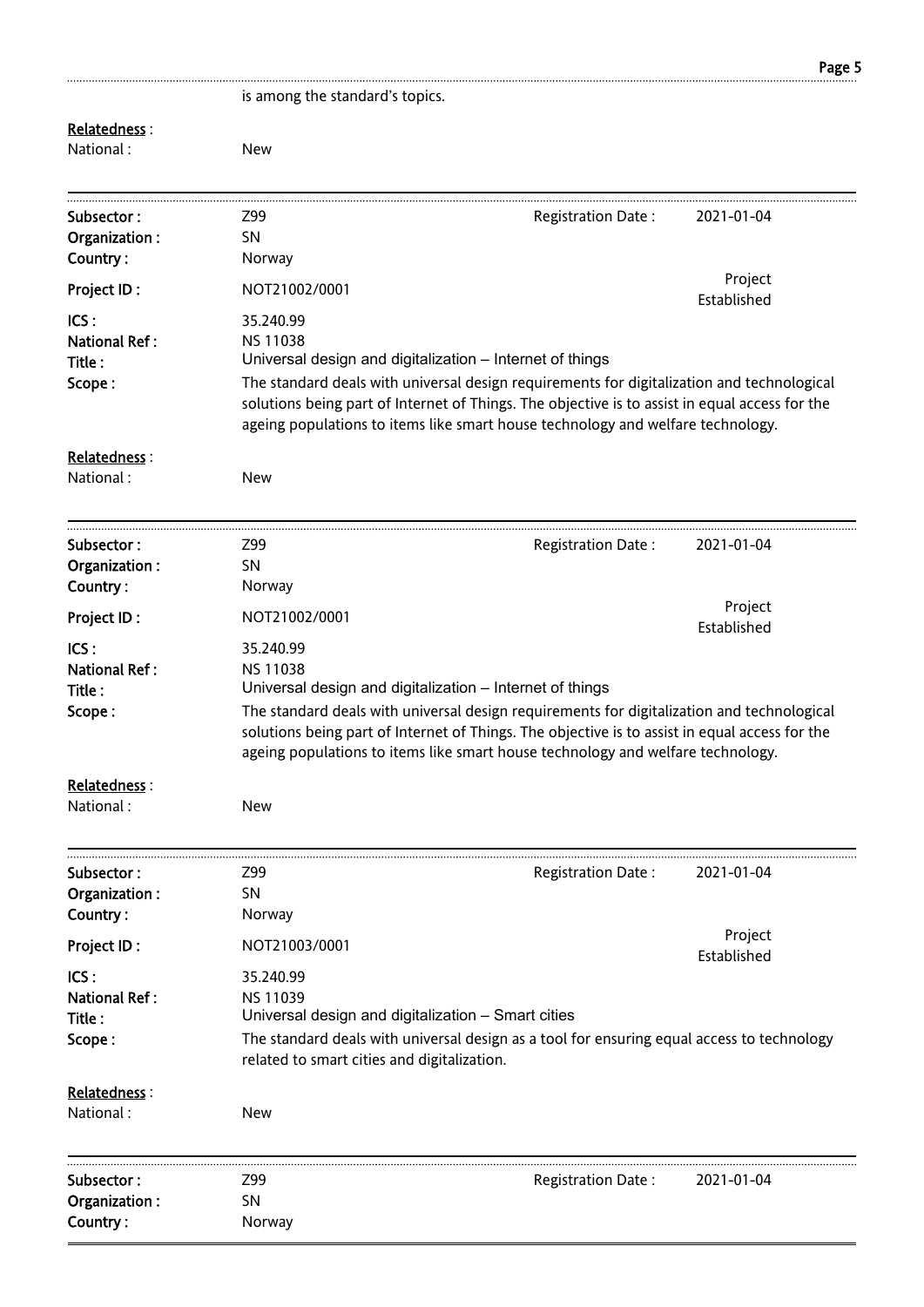is among the standard's topics.

**Relatedness** :
National : New

---

**Subsector :** Z99
**Registration Date :** 2021-01-04
**Organization :** SN
**Country :** Norway
**Project ID :** NOT21002/0001
Project Established
**ICS :** 35.240.99
**National Ref :** NS 11038
**Title :** Universal design and digitalization – Internet of things
**Scope :** The standard deals with universal design requirements for digitalization and technological solutions being part of Internet of Things. The objective is to assist in equal access for the ageing populations to items like smart house technology and welfare technology.

**Relatedness** :
National : New

---

**Subsector :** Z99
**Registration Date :** 2021-01-04
**Organization :** SN
**Country :** Norway
**Project ID :** NOT21002/0001
Project Established
**ICS :** 35.240.99
**National Ref :** NS 11038
**Title :** Universal design and digitalization – Internet of things
**Scope :** The standard deals with universal design requirements for digitalization and technological solutions being part of Internet of Things. The objective is to assist in equal access for the ageing populations to items like smart house technology and welfare technology.

**Relatedness** :
National : New

---

**Subsector :** Z99
**Registration Date :** 2021-01-04
**Organization :** SN
**Country :** Norway
**Project ID :** NOT21003/0001
Project Established
**ICS :** 35.240.99
**National Ref :** NS 11039
**Title :** Universal design and digitalization – Smart cities
**Scope :** The standard deals with universal design as a tool for ensuring equal access to technology related to smart cities and digitalization.

**Relatedness** :
National : New

---

**Subsector :** Z99
**Registration Date :** 2021-01-04
**Organization :** SN
**Country :** Norway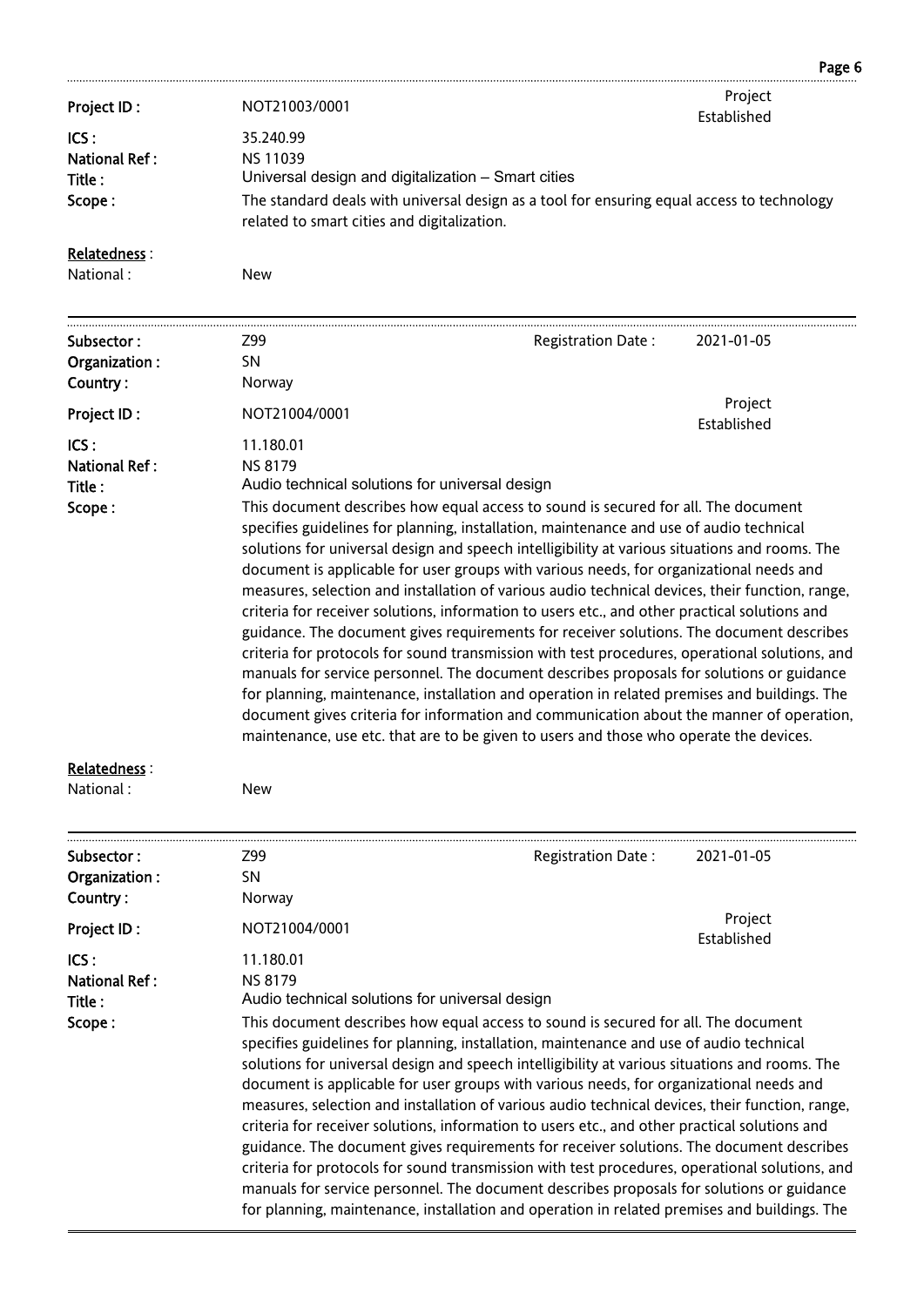| | | | |
|---|---|---|---|
| **Project ID :** | NOT21003/0001 | | Project Established |
| **ICS :** | 35.240.99 | | |
| **National Ref :** | NS 11039 | | |
| **Title :** | Universal design and digitalization – Smart cities | | |
| **Scope :** | The standard deals with universal design as a tool for ensuring equal access to technology related to smart cities and digitalization. | | |

**Relatedness :**

National : New

---

| | | | |
|---|---|---|---|
| **Subsector :** | Z99 | Registration Date : | 2021-01-05 |
| **Organization :** | SN | | |
| **Country :** | Norway | | |
| **Project ID :** | NOT21004/0001 | | Project Established |
| **ICS :** | 11.180.01 | | |
| **National Ref :** | NS 8179 | | |
| **Title :** | Audio technical solutions for universal design | | |
| **Scope :** | This document describes how equal access to sound is secured for all. The document specifies guidelines for planning, installation, maintenance and use of audio technical solutions for universal design and speech intelligibility at various situations and rooms. The document is applicable for user groups with various needs, for organizational needs and measures, selection and installation of various audio technical devices, their function, range, criteria for receiver solutions, information to users etc., and other practical solutions and guidance. The document gives requirements for receiver solutions. The document describes criteria for protocols for sound transmission with test procedures, operational solutions, and manuals for service personnel. The document describes proposals for solutions or guidance for planning, maintenance, installation and operation in related premises and buildings. The document gives criteria for information and communication about the manner of operation, maintenance, use etc. that are to be given to users and those who operate the devices. | | |

**Relatedness :**

National : New

---

| | | | |
|---|---|---|---|
| **Subsector :** | Z99 | Registration Date : | 2021-01-05 |
| **Organization :** | SN | | |
| **Country :** | Norway | | |
| **Project ID :** | NOT21004/0001 | | Project Established |
| **ICS :** | 11.180.01 | | |
| **National Ref :** | NS 8179 | | |
| **Title :** | Audio technical solutions for universal design | | |
| **Scope :** | This document describes how equal access to sound is secured for all. The document specifies guidelines for planning, installation, maintenance and use of audio technical solutions for universal design and speech intelligibility at various situations and rooms. The document is applicable for user groups with various needs, for organizational needs and measures, selection and installation of various audio technical devices, their function, range, criteria for receiver solutions, information to users etc., and other practical solutions and guidance. The document gives requirements for receiver solutions. The document describes criteria for protocols for sound transmission with test procedures, operational solutions, and manuals for service personnel. The document describes proposals for solutions or guidance for planning, maintenance, installation and operation in related premises and buildings. The | | |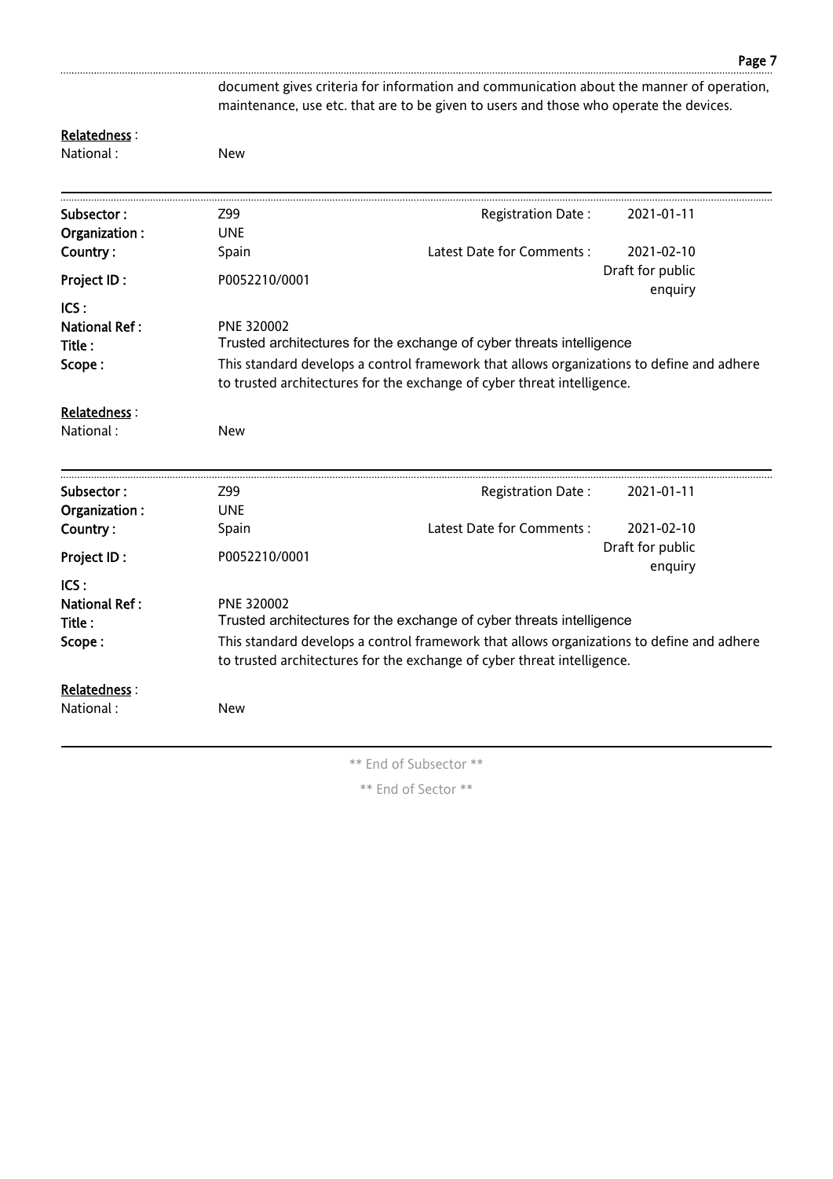document gives criteria for information and communication about the manner of operation, maintenance, use etc. that are to be given to users and those who operate the devices.

Relatedness :
National : New

---

**Subsector :** Z99 | **Registration Date :** 2021-01-11
**Organization :** UNE
**Country :** Spain | **Latest Date for Comments :** 2021-02-10
**Project ID :** P0052210/0001 | Draft for public enquiry
**ICS :**
**National Ref :** PNE 320002
**Title :** Trusted architectures for the exchange of cyber threats intelligence
**Scope :** This standard develops a control framework that allows organizations to define and adhere to trusted architectures for the exchange of cyber threat intelligence.

Relatedness :
National : New

---

**Subsector :** Z99 | **Registration Date :** 2021-01-11
**Organization :** UNE
**Country :** Spain | **Latest Date for Comments :** 2021-02-10
**Project ID :** P0052210/0001 | Draft for public enquiry
**ICS :**
**National Ref :** PNE 320002
**Title :** Trusted architectures for the exchange of cyber threats intelligence
**Scope :** This standard develops a control framework that allows organizations to define and adhere to trusted architectures for the exchange of cyber threat intelligence.

Relatedness :
National : New

---

** End of Subsector **

** End of Sector **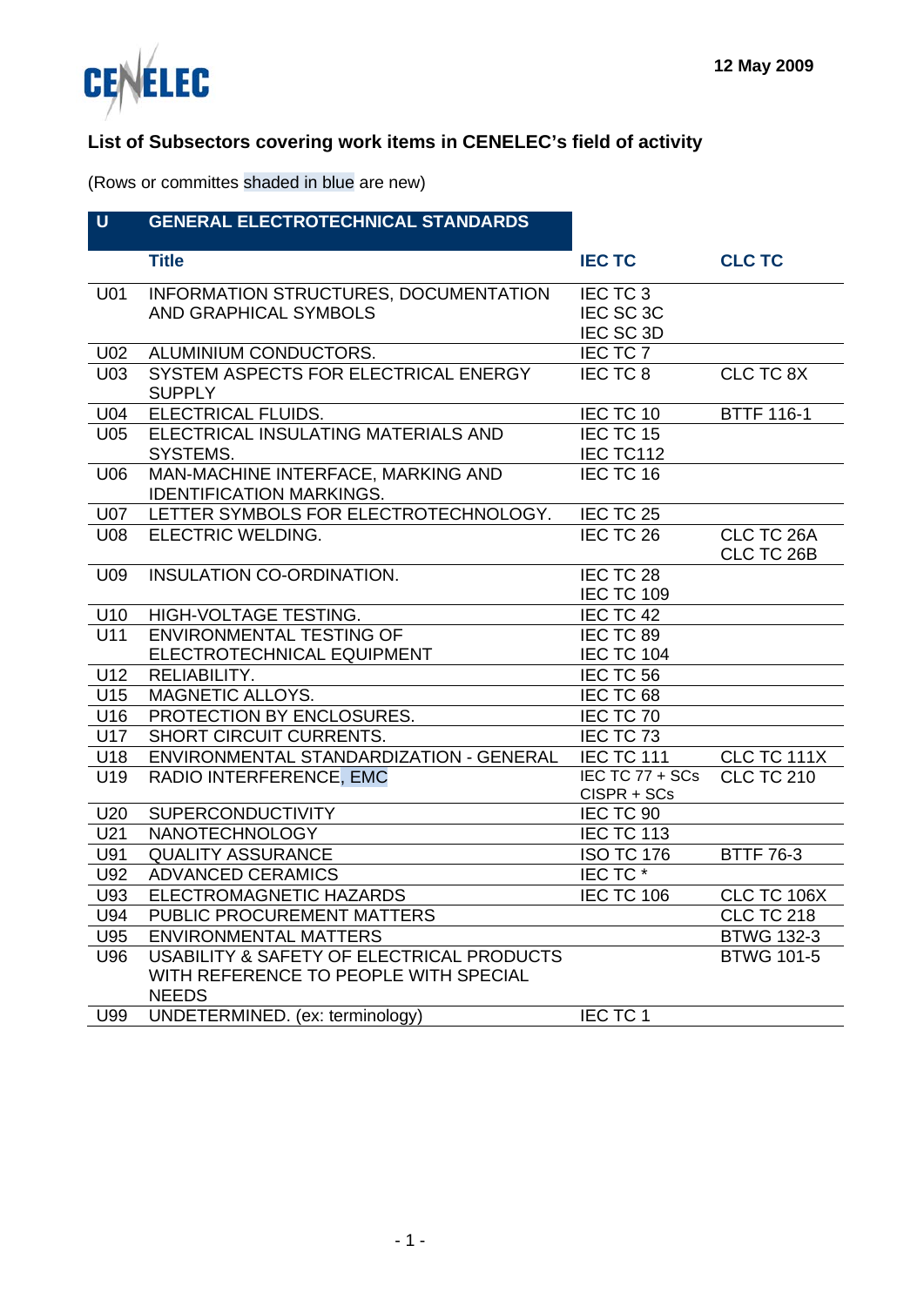12 May 2009

## List of Subsectors covering work items in CENELEC's field of activity

(Rows or committes shaded in blue are new)

| U | GENERAL ELECTROTECHNICAL STANDARDS | | |
|---|---|---|---|
| | **Title** | **IEC TC** | **CLC TC** |
| U01 | INFORMATION STRUCTURES, DOCUMENTATION AND GRAPHICAL SYMBOLS | IEC TC 3<br>IEC SC 3C<br>IEC SC 3D | |
| U02 | ALUMINIUM CONDUCTORS. | IEC TC 7 | |
| U03 | SYSTEM ASPECTS FOR ELECTRICAL ENERGY SUPPLY | IEC TC 8 | CLC TC 8X |
| U04 | ELECTRICAL FLUIDS. | IEC TC 10 | BTTF 116-1 |
| U05 | ELECTRICAL INSULATING MATERIALS AND SYSTEMS. | IEC TC 15<br>IEC TC112 | |
| U06 | MAN-MACHINE INTERFACE, MARKING AND IDENTIFICATION MARKINGS. | IEC TC 16 | |
| U07 | LETTER SYMBOLS FOR ELECTROTECHNOLOGY. | IEC TC 25 | |
| U08 | ELECTRIC WELDING. | IEC TC 26 | CLC TC 26A<br>CLC TC 26B |
| U09 | INSULATION CO-ORDINATION. | IEC TC 28<br>IEC TC 109 | |
| U10 | HIGH-VOLTAGE TESTING. | IEC TC 42 | |
| U11 | ENVIRONMENTAL TESTING OF ELECTROTECHNICAL EQUIPMENT | IEC TC 89<br>IEC TC 104 | |
| U12 | RELIABILITY. | IEC TC 56 | |
| U15 | MAGNETIC ALLOYS. | IEC TC 68 | |
| U16 | PROTECTION BY ENCLOSURES. | IEC TC 70 | |
| U17 | SHORT CIRCUIT CURRENTS. | IEC TC 73 | |
| U18 | ENVIRONMENTAL STANDARDIZATION - GENERAL | IEC TC 111 | CLC TC 111X |
| U19 | RADIO INTERFERENCE, EMC | IEC TC 77 + SCs<br>CISPR + SCs | CLC TC 210 |
| U20 | SUPERCONDUCTIVITY | IEC TC 90 | |
| U21 | NANOTECHNOLOGY | IEC TC 113 | |
| U91 | QUALITY ASSURANCE | ISO TC 176 | BTTF 76-3 |
| U92 | ADVANCED CERAMICS | IEC TC * | |
| U93 | ELECTROMAGNETIC HAZARDS | IEC TC 106 | CLC TC 106X |
| U94 | PUBLIC PROCUREMENT MATTERS | | CLC TC 218 |
| U95 | ENVIRONMENTAL MATTERS | | BTWG 132-3 |
| U96 | USABILITY & SAFETY OF ELECTRICAL PRODUCTS WITH REFERENCE TO PEOPLE WITH SPECIAL NEEDS | | BTWG 101-5 |
| U99 | UNDETERMINED. (ex: terminology) | IEC TC 1 | |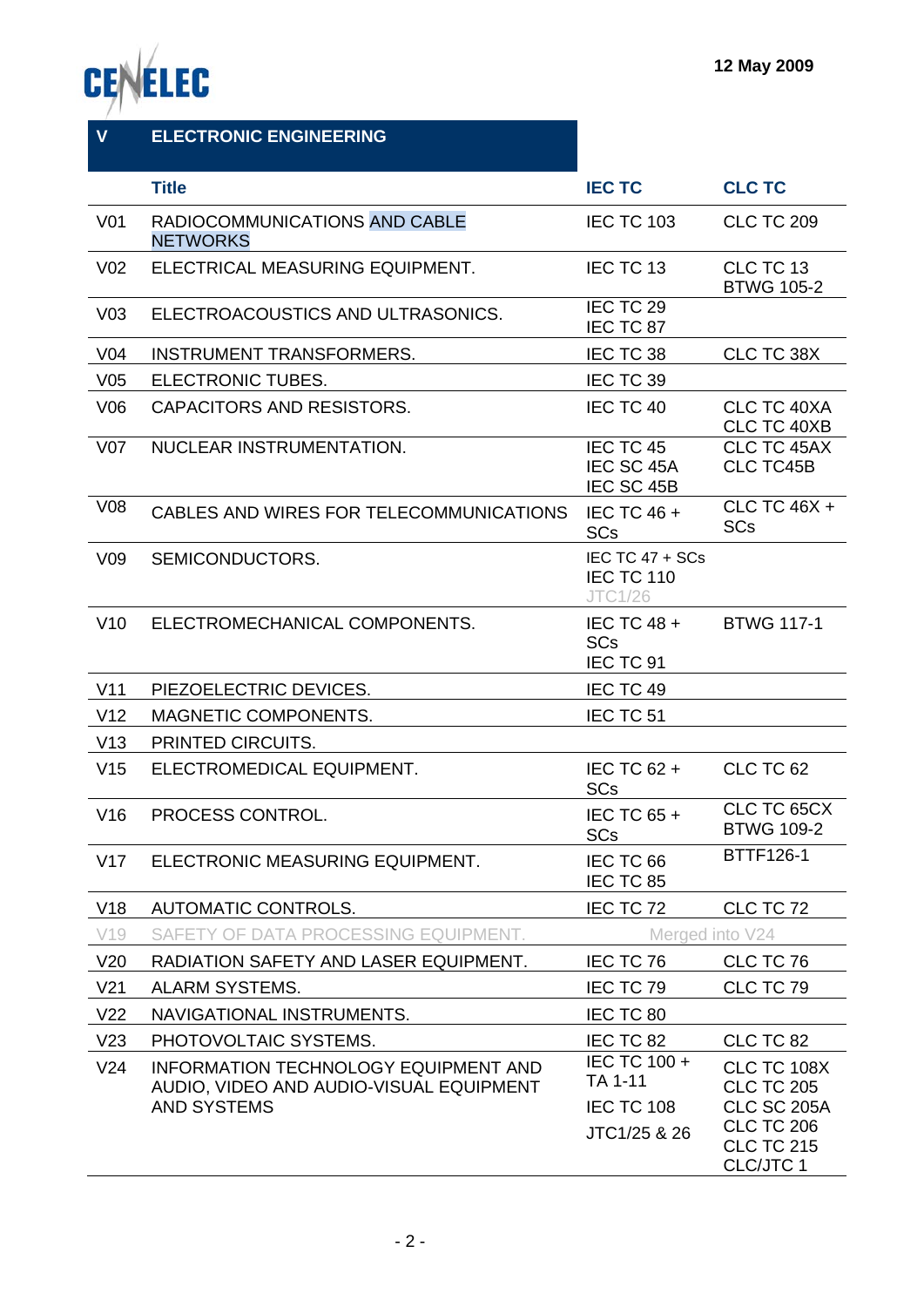# V ELECTRONIC ENGINEERING

| | Title | IEC TC | CLC TC |
|---|---|---|---|
| V01 | RADIOCOMMUNICATIONS AND CABLE NETWORKS | IEC TC 103 | CLC TC 209 |
| V02 | ELECTRICAL MEASURING EQUIPMENT. | IEC TC 13 | CLC TC 13 BTWG 105-2 |
| V03 | ELECTROACOUSTICS AND ULTRASONICS. | IEC TC 29 IEC TC 87 | |
| V04 | INSTRUMENT TRANSFORMERS. | IEC TC 38 | CLC TC 38X |
| V05 | ELECTRONIC TUBES. | IEC TC 39 | |
| V06 | CAPACITORS AND RESISTORS. | IEC TC 40 | CLC TC 40XA CLC TC 40XB |
| V07 | NUCLEAR INSTRUMENTATION. | IEC TC 45 IEC SC 45A IEC SC 45B | CLC TC 45AX CLC TC45B |
| V08 | CABLES AND WIRES FOR TELECOMMUNICATIONS | IEC TC 46 + SCs | CLC TC 46X + SCs |
| V09 | SEMICONDUCTORS. | IEC TC 47 + SCs IEC TC 110 JTC1/26 | |
| V10 | ELECTROMECHANICAL COMPONENTS. | IEC TC 48 + SCs IEC TC 91 | BTWG 117-1 |
| V11 | PIEZOELECTRIC DEVICES. | IEC TC 49 | |
| V12 | MAGNETIC COMPONENTS. | IEC TC 51 | |
| V13 | PRINTED CIRCUITS. | | |
| V15 | ELECTROMEDICAL EQUIPMENT. | IEC TC 62 + SCs | CLC TC 62 |
| V16 | PROCESS CONTROL. | IEC TC 65 + SCs | CLC TC 65CX BTWG 109-2 |
| V17 | ELECTRONIC MEASURING EQUIPMENT. | IEC TC 66 IEC TC 85 | BTTF126-1 |
| V18 | AUTOMATIC CONTROLS. | IEC TC 72 | CLC TC 72 |
| V19 | SAFETY OF DATA PROCESSING EQUIPMENT. | Merged into V24 | |
| V20 | RADIATION SAFETY AND LASER EQUIPMENT. | IEC TC 76 | CLC TC 76 |
| V21 | ALARM SYSTEMS. | IEC TC 79 | CLC TC 79 |
| V22 | NAVIGATIONAL INSTRUMENTS. | IEC TC 80 | |
| V23 | PHOTOVOLTAIC SYSTEMS. | IEC TC 82 | CLC TC 82 |
| V24 | INFORMATION TECHNOLOGY EQUIPMENT AND AUDIO, VIDEO AND AUDIO-VISUAL EQUIPMENT AND SYSTEMS | IEC TC 100 + TA 1-11 IEC TC 108 JTC1/25 & 26 | CLC TC 108X CLC TC 205 CLC SC 205A CLC TC 206 CLC TC 215 CLC/JTC 1 |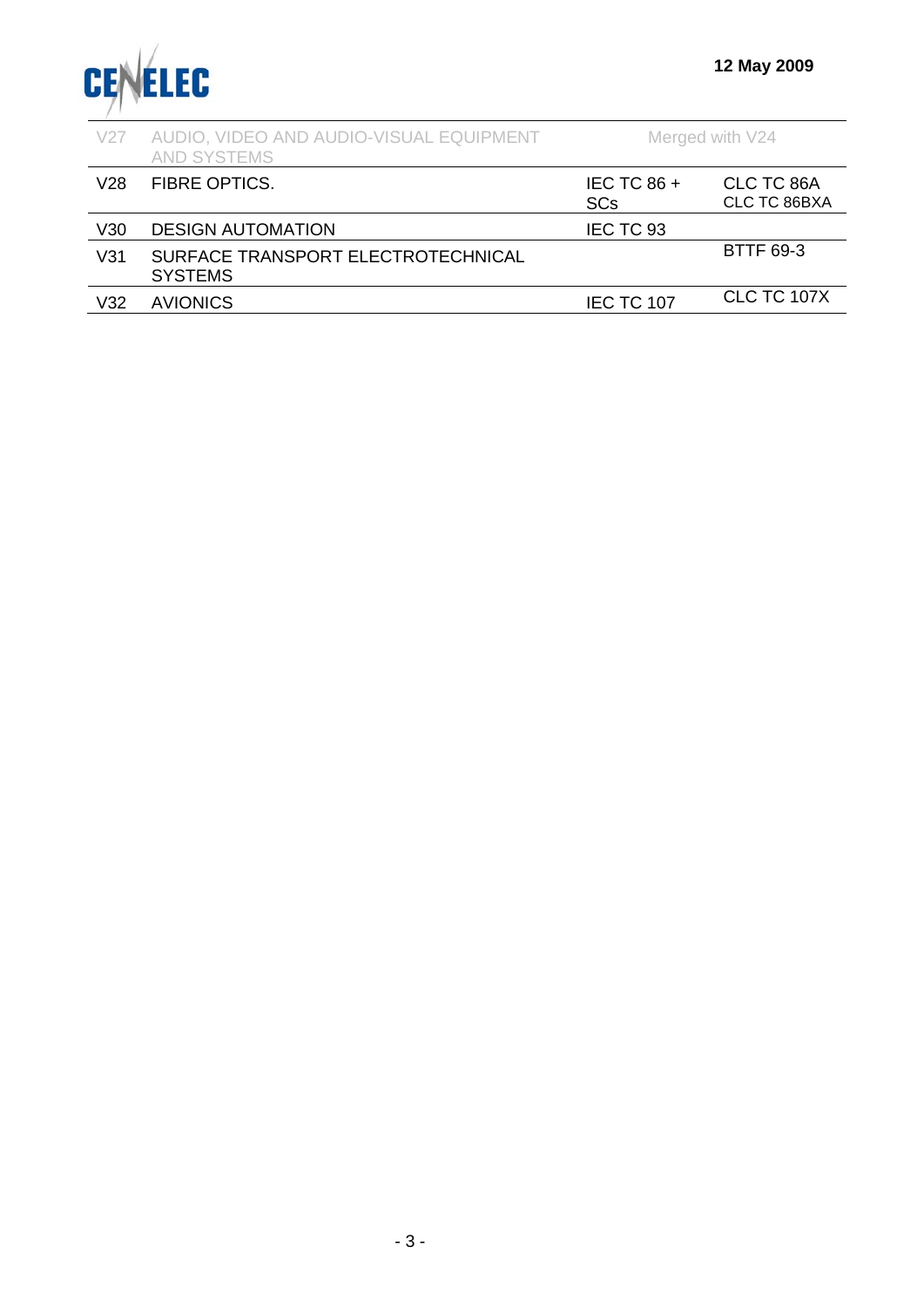| | | | |
|---|---|---|---|
| V27 | AUDIO, VIDEO AND AUDIO-VISUAL EQUIPMENT AND SYSTEMS | Merged with V24 | |
| V28 | FIBRE OPTICS. | IEC TC 86 + SCs | CLC TC 86A<br>CLC TC 86BXA |
| V30 | DESIGN AUTOMATION | IEC TC 93 | |
| V31 | SURFACE TRANSPORT ELECTROTECHNICAL SYSTEMS | | BTTF 69-3 |
| V32 | AVIONICS | IEC TC 107 | CLC TC 107X |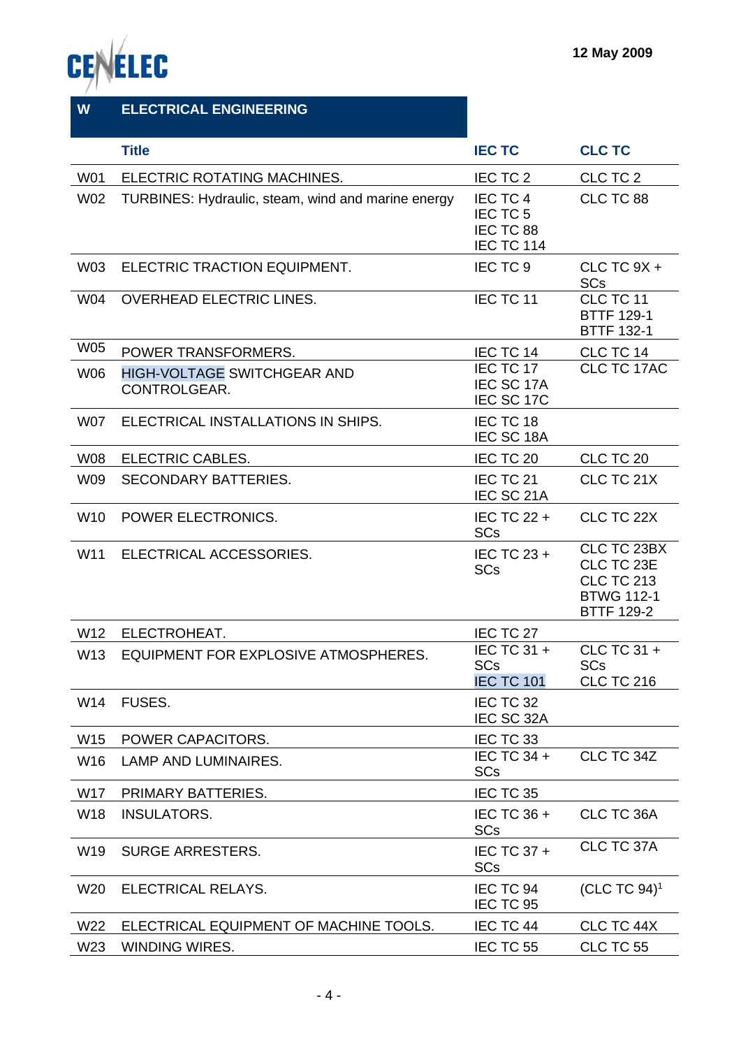## W ELECTRICAL ENGINEERING

| | Title | IEC TC | CLC TC |
|---|---|---|---|
| W01 | ELECTRIC ROTATING MACHINES. | IEC TC 2 | CLC TC 2 |
| W02 | TURBINES: Hydraulic, steam, wind and marine energy | IEC TC 4<br>IEC TC 5<br>IEC TC 88<br>IEC TC 114 | CLC TC 88 |
| W03 | ELECTRIC TRACTION EQUIPMENT. | IEC TC 9 | CLC TC 9X + SCs |
| W04 | OVERHEAD ELECTRIC LINES. | IEC TC 11 | CLC TC 11<br>BTTF 129-1<br>BTTF 132-1 |
| W05 | POWER TRANSFORMERS. | IEC TC 14 | CLC TC 14 |
| W06 | HIGH-VOLTAGE SWITCHGEAR AND CONTROLGEAR. | IEC TC 17<br>IEC SC 17A<br>IEC SC 17C | CLC TC 17AC |
| W07 | ELECTRICAL INSTALLATIONS IN SHIPS. | IEC TC 18<br>IEC SC 18A | |
| W08 | ELECTRIC CABLES. | IEC TC 20 | CLC TC 20 |
| W09 | SECONDARY BATTERIES. | IEC TC 21<br>IEC SC 21A | CLC TC 21X |
| W10 | POWER ELECTRONICS. | IEC TC 22 + SCs | CLC TC 22X |
| W11 | ELECTRICAL ACCESSORIES. | IEC TC 23 + SCs | CLC TC 23BX<br>CLC TC 23E<br>CLC TC 213<br>BTWG 112-1<br>BTTF 129-2 |
| W12 | ELECTROHEAT. | IEC TC 27 | |
| W13 | EQUIPMENT FOR EXPLOSIVE ATMOSPHERES. | IEC TC 31 + SCs<br>IEC TC 101 | CLC TC 31 + SCs<br>CLC TC 216 |
| W14 | FUSES. | IEC TC 32<br>IEC SC 32A | |
| W15 | POWER CAPACITORS. | IEC TC 33 | |
| W16 | LAMP AND LUMINAIRES. | IEC TC 34 + SCs | CLC TC 34Z |
| W17 | PRIMARY BATTERIES. | IEC TC 35 | |
| W18 | INSULATORS. | IEC TC 36 + SCs | CLC TC 36A |
| W19 | SURGE ARRESTERS. | IEC TC 37 + SCs | CLC TC 37A |
| W20 | ELECTRICAL RELAYS. | IEC TC 94<br>IEC TC 95 | (CLC TC 94)[1] |
| W22 | ELECTRICAL EQUIPMENT OF MACHINE TOOLS. | IEC TC 44 | CLC TC 44X |
| W23 | WINDING WIRES. | IEC TC 55 | CLC TC 55 |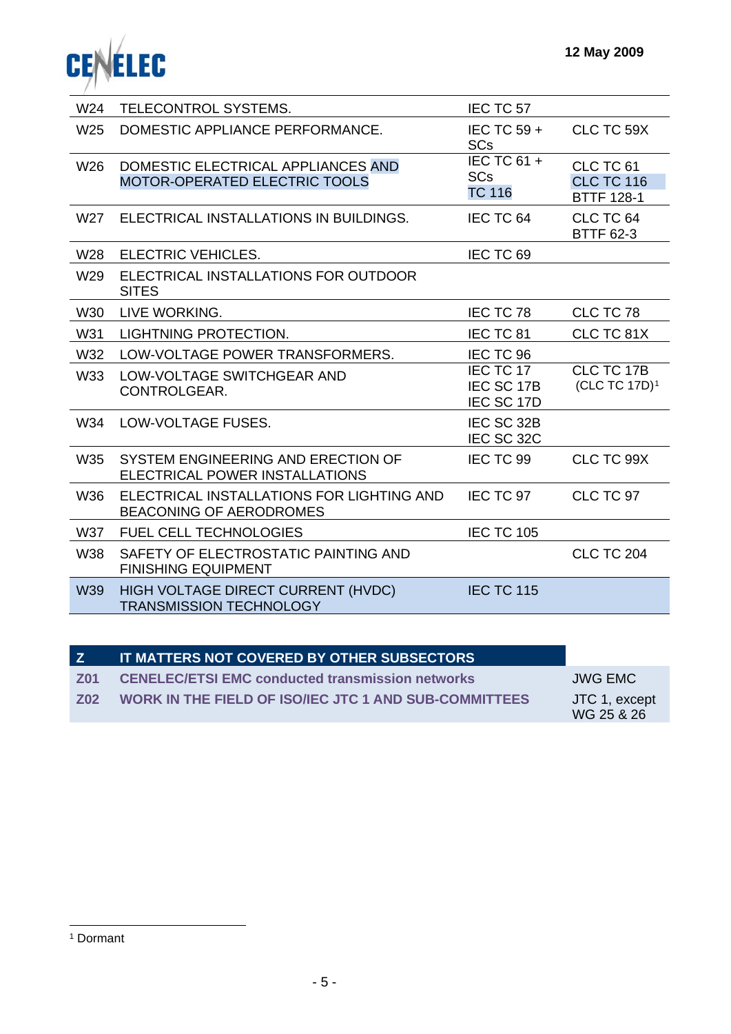| | | | |
|---|---|---|---|
| W24 | TELECONTROL SYSTEMS. | IEC TC 57 | |
| W25 | DOMESTIC APPLIANCE PERFORMANCE. | IEC TC 59 + SCs | CLC TC 59X |
| W26 | DOMESTIC ELECTRICAL APPLIANCES AND MOTOR-OPERATED ELECTRIC TOOLS | IEC TC 61 + SCs<br>TC 116 | CLC TC 61<br>CLC TC 116<br>BTTF 128-1 |
| W27 | ELECTRICAL INSTALLATIONS IN BUILDINGS. | IEC TC 64 | CLC TC 64<br>BTTF 62-3 |
| W28 | ELECTRIC VEHICLES. | IEC TC 69 | |
| W29 | ELECTRICAL INSTALLATIONS FOR OUTDOOR SITES | | |
| W30 | LIVE WORKING. | IEC TC 78 | CLC TC 78 |
| W31 | LIGHTNING PROTECTION. | IEC TC 81 | CLC TC 81X |
| W32 | LOW-VOLTAGE POWER TRANSFORMERS. | IEC TC 96 | |
| W33 | LOW-VOLTAGE SWITCHGEAR AND CONTROLGEAR. | IEC TC 17<br>IEC SC 17B<br>IEC SC 17D | CLC TC 17B<br>(CLC TC 17D)[1] |
| W34 | LOW-VOLTAGE FUSES. | IEC SC 32B<br>IEC SC 32C | |
| W35 | SYSTEM ENGINEERING AND ERECTION OF ELECTRICAL POWER INSTALLATIONS | IEC TC 99 | CLC TC 99X |
| W36 | ELECTRICAL INSTALLATIONS FOR LIGHTING AND BEACONING OF AERODROMES | IEC TC 97 | CLC TC 97 |
| W37 | FUEL CELL TECHNOLOGIES | IEC TC 105 | |
| W38 | SAFETY OF ELECTROSTATIC PAINTING AND FINISHING EQUIPMENT | | CLC TC 204 |
| W39 | HIGH VOLTAGE DIRECT CURRENT (HVDC) TRANSMISSION TECHNOLOGY | IEC TC 115 | |

| **Z** | **IT MATTERS NOT COVERED BY OTHER SUBSECTORS** | |
|---|---|---|
| **Z01** | **CENELEC/ETSI EMC conducted transmission networks** | JWG EMC |
| **Z02** | **WORK IN THE FIELD OF ISO/IEC JTC 1 AND SUB-COMMITTEES** | JTC 1, except WG 25 & 26 |

[1] Dormant